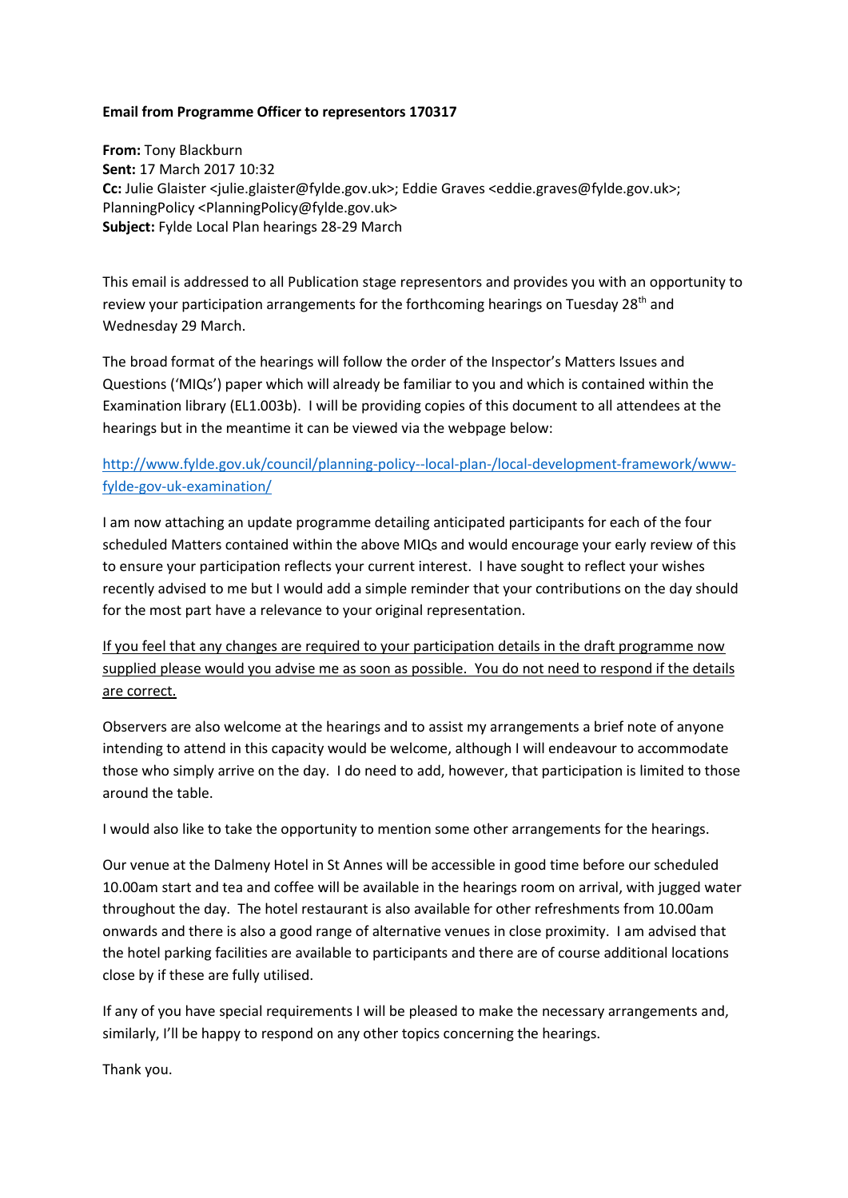**Email from Programme Officer to representors 170317**

**From:** Tony Blackburn
**Sent:** 17 March 2017 10:32
**Cc:** Julie Glaister <julie.glaister@fylde.gov.uk>; Eddie Graves <eddie.graves@fylde.gov.uk>; PlanningPolicy <PlanningPolicy@fylde.gov.uk>
**Subject:** Fylde Local Plan hearings 28-29 March

This email is addressed to all Publication stage representors and provides you with an opportunity to review your participation arrangements for the forthcoming hearings on Tuesday 28th and Wednesday 29 March.

The broad format of the hearings will follow the order of the Inspector's Matters Issues and Questions ('MIQs') paper which will already be familiar to you and which is contained within the Examination library (EL1.003b). I will be providing copies of this document to all attendees at the hearings but in the meantime it can be viewed via the webpage below:

[http://www.fylde.gov.uk/council/planning-policy--local-plan-/local-development-framework/www-fylde-gov-uk-examination/](http://www.fylde.gov.uk/council/planning-policy--local-plan-/local-development-framework/www-fylde-gov-uk-examination/)

I am now attaching an update programme detailing anticipated participants for each of the four scheduled Matters contained within the above MIQs and would encourage your early review of this to ensure your participation reflects your current interest. I have sought to reflect your wishes recently advised to me but I would add a simple reminder that your contributions on the day should for the most part have a relevance to your original representation.

<u>If you feel that any changes are required to your participation details in the draft programme now supplied please would you advise me as soon as possible. You do not need to respond if the details are correct.</u>

Observers are also welcome at the hearings and to assist my arrangements a brief note of anyone intending to attend in this capacity would be welcome, although I will endeavour to accommodate those who simply arrive on the day. I do need to add, however, that participation is limited to those around the table.

I would also like to take the opportunity to mention some other arrangements for the hearings.

Our venue at the Dalmeny Hotel in St Annes will be accessible in good time before our scheduled 10.00am start and tea and coffee will be available in the hearings room on arrival, with jugged water throughout the day. The hotel restaurant is also available for other refreshments from 10.00am onwards and there is also a good range of alternative venues in close proximity. I am advised that the hotel parking facilities are available to participants and there are of course additional locations close by if these are fully utilised.

If any of you have special requirements I will be pleased to make the necessary arrangements and, similarly, I'll be happy to respond on any other topics concerning the hearings.

Thank you.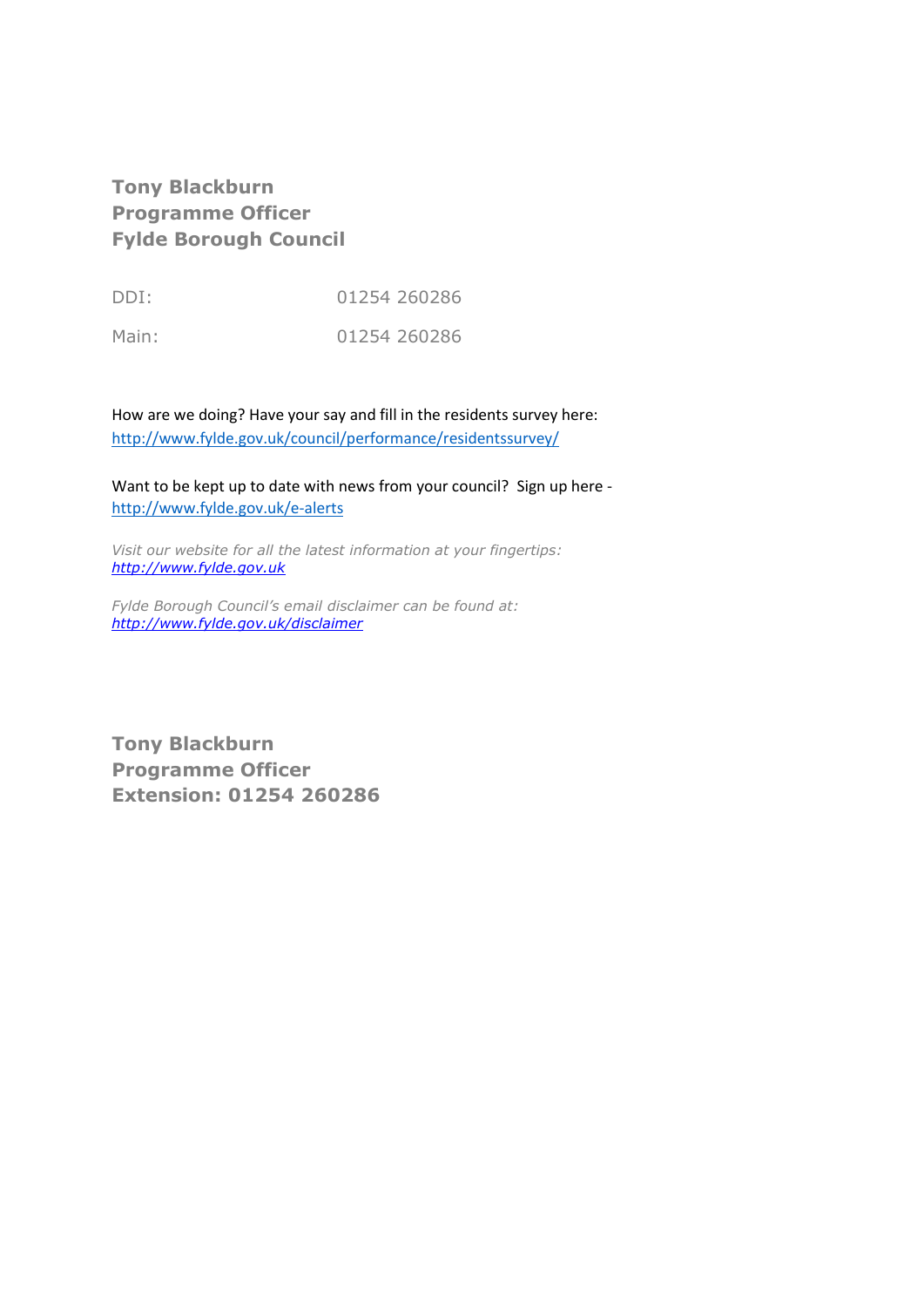**Tony Blackburn**
**Programme Officer**
**Fylde Borough Council**

| | |
|---|---|
| DDI: | 01254 260286 |
| Main: | 01254 260286 |

How are we doing? Have your say and fill in the residents survey here:
http://www.fylde.gov.uk/council/performance/residentssurvey/

Want to be kept up to date with news from your council? Sign up here -
http://www.fylde.gov.uk/e-alerts

*Visit our website for all the latest information at your fingertips:*
*http://www.fylde.gov.uk*

*Fylde Borough Council's email disclaimer can be found at:*
*http://www.fylde.gov.uk/disclaimer*

**Tony Blackburn**
**Programme Officer**
**Extension: 01254 260286**